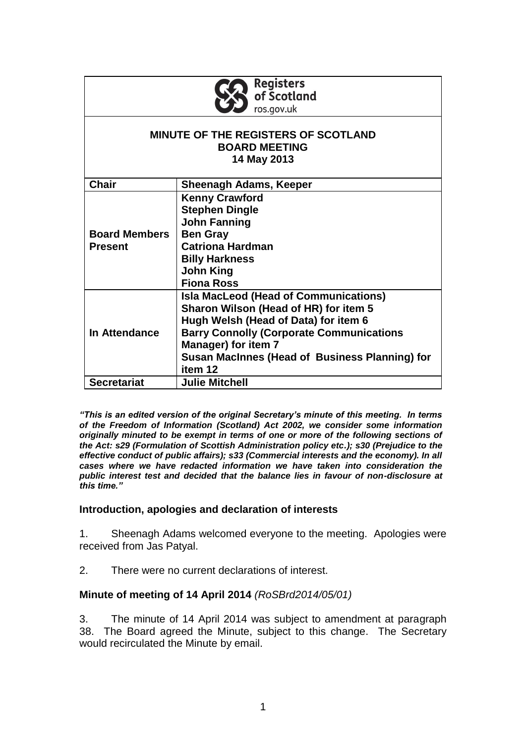Registers of Scotland
ros.gov.uk

# MINUTE OF THE REGISTERS OF SCOTLAND BOARD MEETING 14 May 2013

| **Chair** | **Sheenagh Adams, Keeper** |
|---|---|
| **Board Members Present** | **Kenny Crawford**<br>**Stephen Dingle**<br>**John Fanning**<br>**Ben Gray**<br>**Catriona Hardman**<br>**Billy Harkness**<br>**John King**<br>**Fiona Ross** |
| **In Attendance** | **Isla MacLeod (Head of Communications)**<br>**Sharon Wilson (Head of HR) for item 5**<br>**Hugh Welsh (Head of Data) for item 6**<br>**Barry Connolly (Corporate Communications Manager) for item 7**<br>**Susan MacInnes (Head of Business Planning) for item 12** |
| **Secretariat** | **Julie Mitchell** |

***"This is an edited version of the original Secretary's minute of this meeting. In terms of the Freedom of Information (Scotland) Act 2002, we consider some information originally minuted to be exempt in terms of one or more of the following sections of the Act: s29 (Formulation of Scottish Administration policy etc.); s30 (Prejudice to the effective conduct of public affairs); s33 (Commercial interests and the economy). In all cases where we have redacted information we have taken into consideration the public interest test and decided that the balance lies in favour of non-disclosure at this time."***

### Introduction, apologies and declaration of interests

1. Sheenagh Adams welcomed everyone to the meeting. Apologies were received from Jas Patyal.

2. There were no current declarations of interest.

### Minute of meeting of 14 April 2014 *(RoSBrd2014/05/01)*

3. The minute of 14 April 2014 was subject to amendment at paragraph 38. The Board agreed the Minute, subject to this change. The Secretary would recirculated the Minute by email.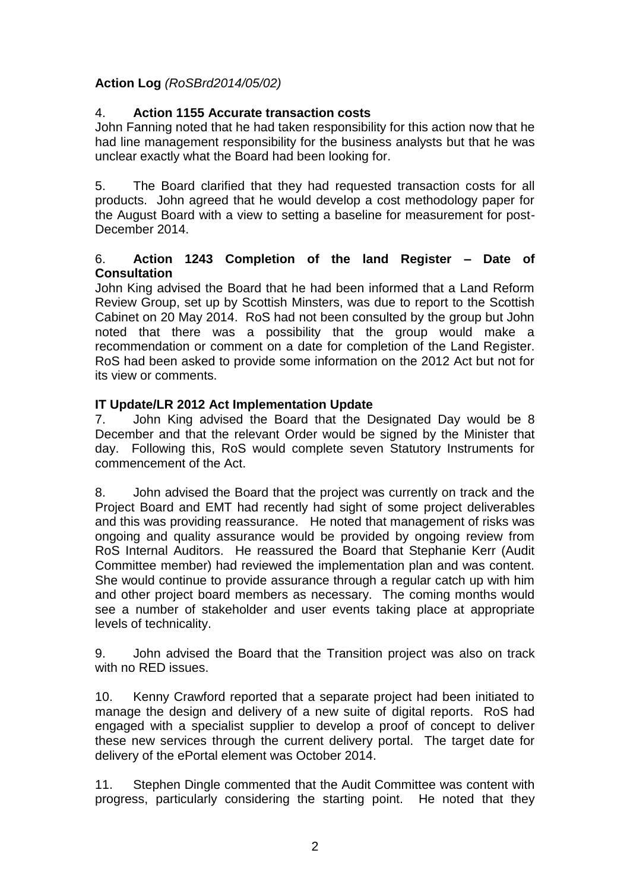**Action Log** *(RoSBrd2014/05/02)*

4. **Action 1155 Accurate transaction costs**
John Fanning noted that he had taken responsibility for this action now that he had line management responsibility for the business analysts but that he was unclear exactly what the Board had been looking for.

5. The Board clarified that they had requested transaction costs for all products. John agreed that he would develop a cost methodology paper for the August Board with a view to setting a baseline for measurement for post-December 2014.

6. **Action 1243 Completion of the land Register – Date of Consultation**
John King advised the Board that he had been informed that a Land Reform Review Group, set up by Scottish Minsters, was due to report to the Scottish Cabinet on 20 May 2014. RoS had not been consulted by the group but John noted that there was a possibility that the group would make a recommendation or comment on a date for completion of the Land Register. RoS had been asked to provide some information on the 2012 Act but not for its view or comments.

**IT Update/LR 2012 Act Implementation Update**

7. John King advised the Board that the Designated Day would be 8 December and that the relevant Order would be signed by the Minister that day. Following this, RoS would complete seven Statutory Instruments for commencement of the Act.

8. John advised the Board that the project was currently on track and the Project Board and EMT had recently had sight of some project deliverables and this was providing reassurance. He noted that management of risks was ongoing and quality assurance would be provided by ongoing review from RoS Internal Auditors. He reassured the Board that Stephanie Kerr (Audit Committee member) had reviewed the implementation plan and was content. She would continue to provide assurance through a regular catch up with him and other project board members as necessary. The coming months would see a number of stakeholder and user events taking place at appropriate levels of technicality.

9. John advised the Board that the Transition project was also on track with no RED issues.

10. Kenny Crawford reported that a separate project had been initiated to manage the design and delivery of a new suite of digital reports. RoS had engaged with a specialist supplier to develop a proof of concept to deliver these new services through the current delivery portal. The target date for delivery of the ePortal element was October 2014.

11. Stephen Dingle commented that the Audit Committee was content with progress, particularly considering the starting point. He noted that they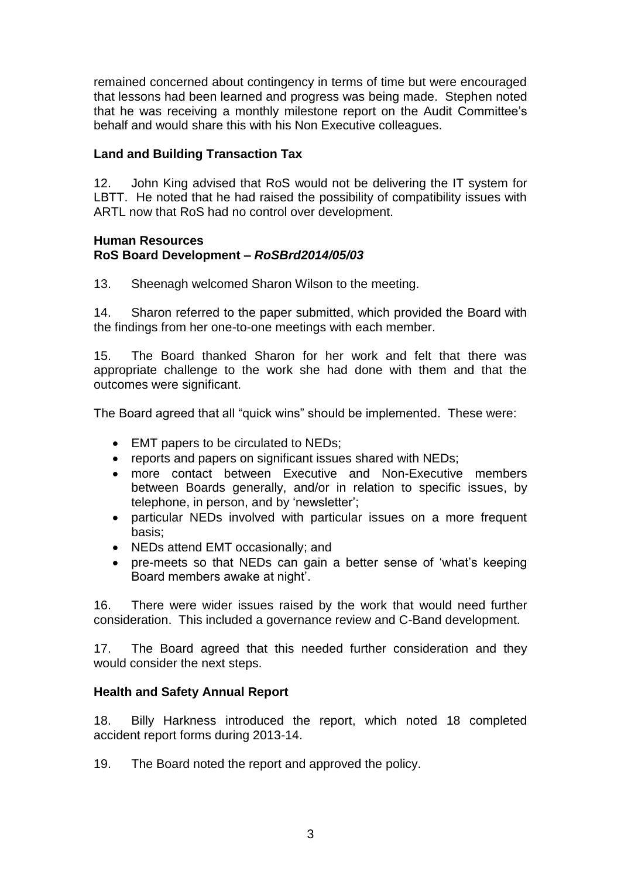remained concerned about contingency in terms of time but were encouraged that lessons had been learned and progress was being made. Stephen noted that he was receiving a monthly milestone report on the Audit Committee's behalf and would share this with his Non Executive colleagues.

**Land and Building Transaction Tax**

12. John King advised that RoS would not be delivering the IT system for LBTT. He noted that he had raised the possibility of compatibility issues with ARTL now that RoS had no control over development.

**Human Resources**
**RoS Board Development –** ***RoSBrd2014/05/03***

13. Sheenagh welcomed Sharon Wilson to the meeting.

14. Sharon referred to the paper submitted, which provided the Board with the findings from her one-to-one meetings with each member.

15. The Board thanked Sharon for her work and felt that there was appropriate challenge to the work she had done with them and that the outcomes were significant.

The Board agreed that all "quick wins" should be implemented. These were:

- EMT papers to be circulated to NEDs;
- reports and papers on significant issues shared with NEDs;
- more contact between Executive and Non-Executive members between Boards generally, and/or in relation to specific issues, by telephone, in person, and by 'newsletter';
- particular NEDs involved with particular issues on a more frequent basis;
- NEDs attend EMT occasionally; and
- pre-meets so that NEDs can gain a better sense of 'what's keeping Board members awake at night'.

16. There were wider issues raised by the work that would need further consideration. This included a governance review and C-Band development.

17. The Board agreed that this needed further consideration and they would consider the next steps.

**Health and Safety Annual Report**

18. Billy Harkness introduced the report, which noted 18 completed accident report forms during 2013-14.

19. The Board noted the report and approved the policy.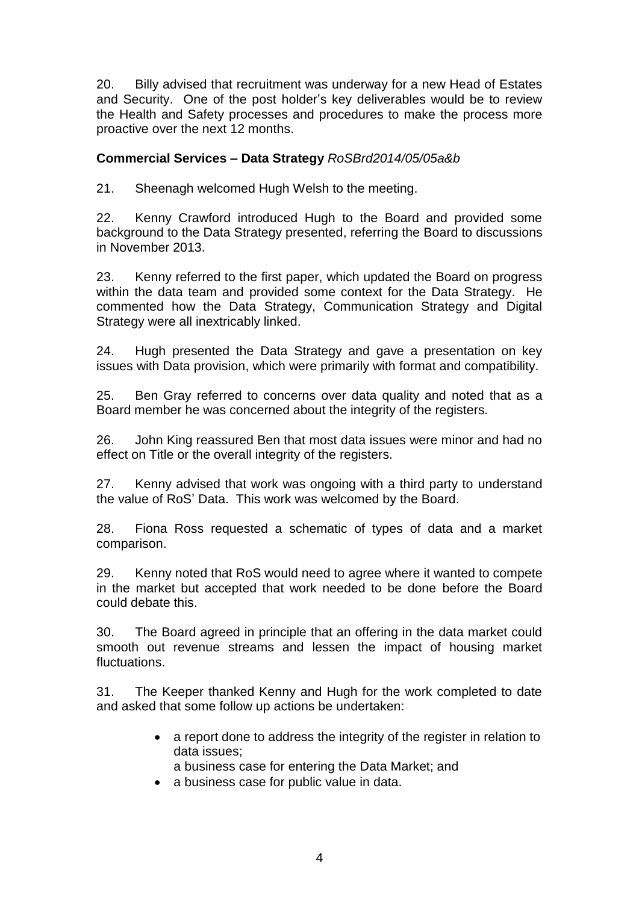20. Billy advised that recruitment was underway for a new Head of Estates and Security. One of the post holder's key deliverables would be to review the Health and Safety processes and procedures to make the process more proactive over the next 12 months.

**Commercial Services – Data Strategy** *RoSBrd2014/05/05a&b*

21. Sheenagh welcomed Hugh Welsh to the meeting.

22. Kenny Crawford introduced Hugh to the Board and provided some background to the Data Strategy presented, referring the Board to discussions in November 2013.

23. Kenny referred to the first paper, which updated the Board on progress within the data team and provided some context for the Data Strategy. He commented how the Data Strategy, Communication Strategy and Digital Strategy were all inextricably linked.

24. Hugh presented the Data Strategy and gave a presentation on key issues with Data provision, which were primarily with format and compatibility.

25. Ben Gray referred to concerns over data quality and noted that as a Board member he was concerned about the integrity of the registers.

26. John King reassured Ben that most data issues were minor and had no effect on Title or the overall integrity of the registers.

27. Kenny advised that work was ongoing with a third party to understand the value of RoS' Data. This work was welcomed by the Board.

28. Fiona Ross requested a schematic of types of data and a market comparison.

29. Kenny noted that RoS would need to agree where it wanted to compete in the market but accepted that work needed to be done before the Board could debate this.

30. The Board agreed in principle that an offering in the data market could smooth out revenue streams and lessen the impact of housing market fluctuations.

31. The Keeper thanked Kenny and Hugh for the work completed to date and asked that some follow up actions be undertaken:

- a report done to address the integrity of the register in relation to data issues;
  a business case for entering the Data Market; and
- a business case for public value in data.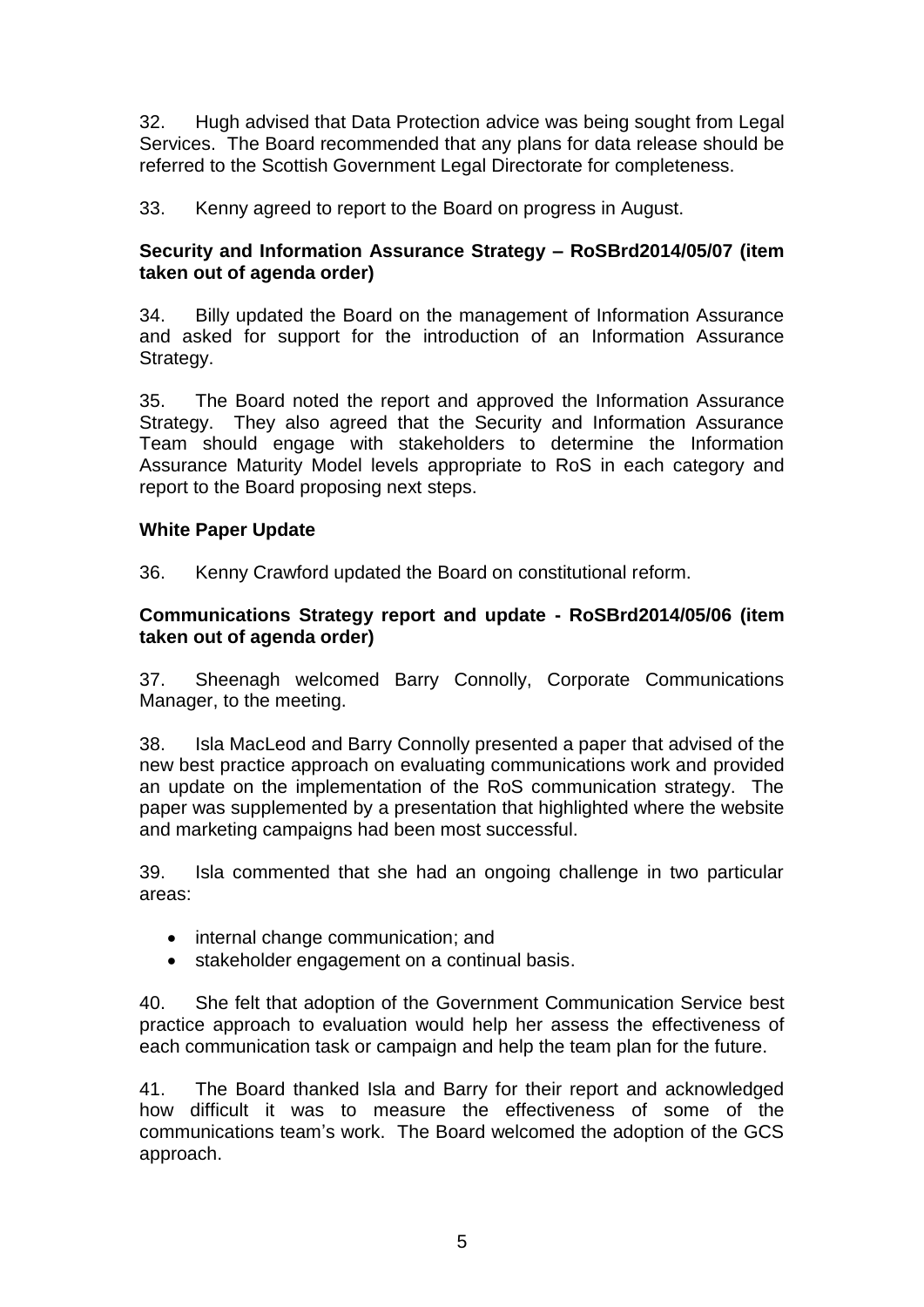32. Hugh advised that Data Protection advice was being sought from Legal Services. The Board recommended that any plans for data release should be referred to the Scottish Government Legal Directorate for completeness.

33. Kenny agreed to report to the Board on progress in August.

**Security and Information Assurance Strategy – RoSBrd2014/05/07 (item taken out of agenda order)**

34. Billy updated the Board on the management of Information Assurance and asked for support for the introduction of an Information Assurance Strategy.

35. The Board noted the report and approved the Information Assurance Strategy. They also agreed that the Security and Information Assurance Team should engage with stakeholders to determine the Information Assurance Maturity Model levels appropriate to RoS in each category and report to the Board proposing next steps.

**White Paper Update**

36. Kenny Crawford updated the Board on constitutional reform.

**Communications Strategy report and update - RoSBrd2014/05/06 (item taken out of agenda order)**

37. Sheenagh welcomed Barry Connolly, Corporate Communications Manager, to the meeting.

38. Isla MacLeod and Barry Connolly presented a paper that advised of the new best practice approach on evaluating communications work and provided an update on the implementation of the RoS communication strategy. The paper was supplemented by a presentation that highlighted where the website and marketing campaigns had been most successful.

39. Isla commented that she had an ongoing challenge in two particular areas:

- internal change communication; and
- stakeholder engagement on a continual basis.

40. She felt that adoption of the Government Communication Service best practice approach to evaluation would help her assess the effectiveness of each communication task or campaign and help the team plan for the future.

41. The Board thanked Isla and Barry for their report and acknowledged how difficult it was to measure the effectiveness of some of the communications team's work. The Board welcomed the adoption of the GCS approach.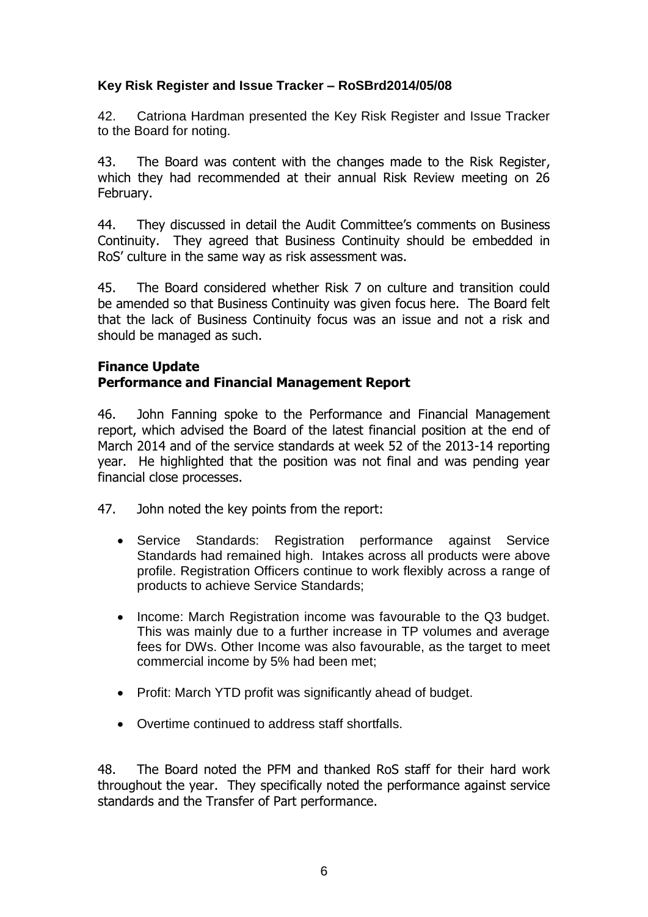### Key Risk Register and Issue Tracker – RoSBrd2014/05/08

42. Catriona Hardman presented the Key Risk Register and Issue Tracker to the Board for noting.

43. The Board was content with the changes made to the Risk Register, which they had recommended at their annual Risk Review meeting on 26 February.

44. They discussed in detail the Audit Committee's comments on Business Continuity. They agreed that Business Continuity should be embedded in RoS' culture in the same way as risk assessment was.

45. The Board considered whether Risk 7 on culture and transition could be amended so that Business Continuity was given focus here. The Board felt that the lack of Business Continuity focus was an issue and not a risk and should be managed as such.

### Finance Update
### Performance and Financial Management Report

46. John Fanning spoke to the Performance and Financial Management report, which advised the Board of the latest financial position at the end of March 2014 and of the service standards at week 52 of the 2013-14 reporting year. He highlighted that the position was not final and was pending year financial close processes.

47. John noted the key points from the report:

- Service Standards: Registration performance against Service Standards had remained high. Intakes across all products were above profile. Registration Officers continue to work flexibly across a range of products to achieve Service Standards;

- Income: March Registration income was favourable to the Q3 budget. This was mainly due to a further increase in TP volumes and average fees for DWs. Other Income was also favourable, as the target to meet commercial income by 5% had been met;

- Profit: March YTD profit was significantly ahead of budget.

- Overtime continued to address staff shortfalls.

48. The Board noted the PFM and thanked RoS staff for their hard work throughout the year. They specifically noted the performance against service standards and the Transfer of Part performance.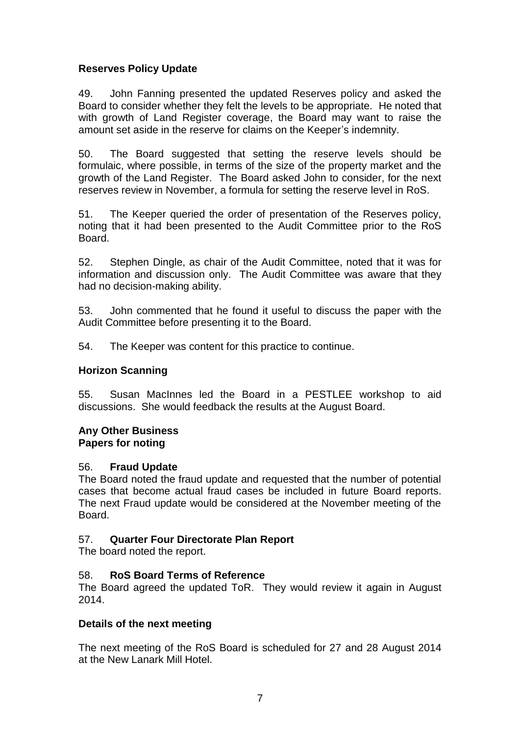## Reserves Policy Update

49. John Fanning presented the updated Reserves policy and asked the Board to consider whether they felt the levels to be appropriate. He noted that with growth of Land Register coverage, the Board may want to raise the amount set aside in the reserve for claims on the Keeper's indemnity.

50. The Board suggested that setting the reserve levels should be formulaic, where possible, in terms of the size of the property market and the growth of the Land Register. The Board asked John to consider, for the next reserves review in November, a formula for setting the reserve level in RoS.

51. The Keeper queried the order of presentation of the Reserves policy, noting that it had been presented to the Audit Committee prior to the RoS Board.

52. Stephen Dingle, as chair of the Audit Committee, noted that it was for information and discussion only. The Audit Committee was aware that they had no decision-making ability.

53. John commented that he found it useful to discuss the paper with the Audit Committee before presenting it to the Board.

54. The Keeper was content for this practice to continue.

## Horizon Scanning

55. Susan MacInnes led the Board in a PESTLEE workshop to aid discussions. She would feedback the results at the August Board.

## Any Other Business
## Papers for noting

56. **Fraud Update**
The Board noted the fraud update and requested that the number of potential cases that become actual fraud cases be included in future Board reports. The next Fraud update would be considered at the November meeting of the Board.

57. **Quarter Four Directorate Plan Report**
The board noted the report.

58. **RoS Board Terms of Reference**
The Board agreed the updated ToR. They would review it again in August 2014.

## Details of the next meeting

The next meeting of the RoS Board is scheduled for 27 and 28 August 2014 at the New Lanark Mill Hotel.